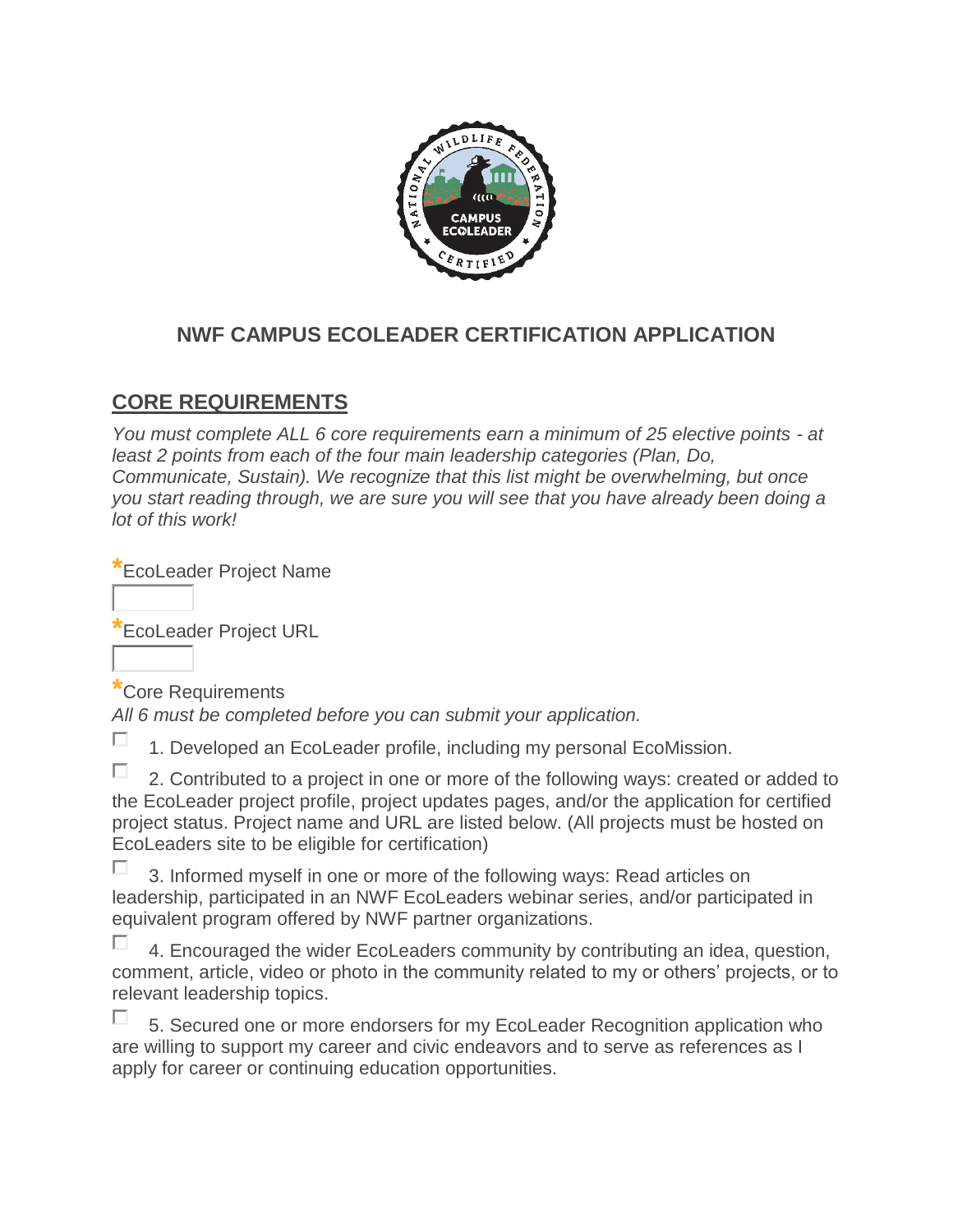# NWF CAMPUS ECOLEADER CERTIFICATION APPLICATION

## CORE REQUIREMENTS

*You must complete ALL 6 core requirements earn a minimum of 25 elective points - at least 2 points from each of the four main leadership categories (Plan, Do, Communicate, Sustain). We recognize that this list might be overwhelming, but once you start reading through, we are sure you will see that you have already been doing a lot of this work!*

*EcoLeader Project Name

*EcoLeader Project URL

*Core Requirements

*All 6 must be completed before you can submit your application.*

- [ ] 1. Developed an EcoLeader profile, including my personal EcoMission.
- [ ] 2. Contributed to a project in one or more of the following ways: created or added to the EcoLeader project profile, project updates pages, and/or the application for certified project status. Project name and URL are listed below. (All projects must be hosted on EcoLeaders site to be eligible for certification)
- [ ] 3. Informed myself in one or more of the following ways: Read articles on leadership, participated in an NWF EcoLeaders webinar series, and/or participated in equivalent program offered by NWF partner organizations.
- [ ] 4. Encouraged the wider EcoLeaders community by contributing an idea, question, comment, article, video or photo in the community related to my or others' projects, or to relevant leadership topics.
- [ ] 5. Secured one or more endorsers for my EcoLeader Recognition application who are willing to support my career and civic endeavors and to serve as references as I apply for career or continuing education opportunities.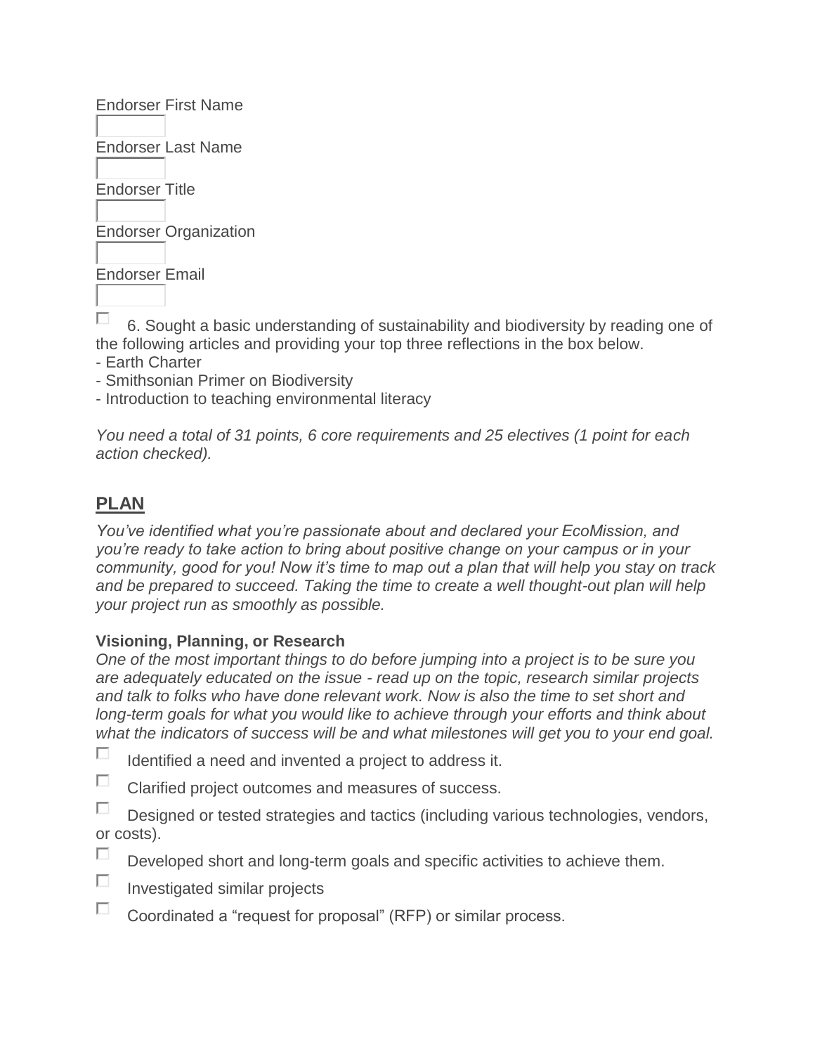Endorser First Name

Endorser Last Name

Endorser Title

Endorser Organization

Endorser Email

- [ ] 6. Sought a basic understanding of sustainability and biodiversity by reading one of the following articles and providing your top three reflections in the box below.

- Earth Charter
- Smithsonian Primer on Biodiversity
- Introduction to teaching environmental literacy

*You need a total of 31 points, 6 core requirements and 25 electives (1 point for each action checked).*

## PLAN

*You've identified what you're passionate about and declared your EcoMission, and you're ready to take action to bring about positive change on your campus or in your community, good for you! Now it's time to map out a plan that will help you stay on track and be prepared to succeed. Taking the time to create a well thought-out plan will help your project run as smoothly as possible.*

### Visioning, Planning, or Research

*One of the most important things to do before jumping into a project is to be sure you are adequately educated on the issue - read up on the topic, research similar projects and talk to folks who have done relevant work. Now is also the time to set short and long-term goals for what you would like to achieve through your efforts and think about what the indicators of success will be and what milestones will get you to your end goal.*

- [ ] Identified a need and invented a project to address it.
- [ ] Clarified project outcomes and measures of success.
- [ ] Designed or tested strategies and tactics (including various technologies, vendors, or costs).
- [ ] Developed short and long-term goals and specific activities to achieve them.
- [ ] Investigated similar projects
- [ ] Coordinated a "request for proposal" (RFP) or similar process.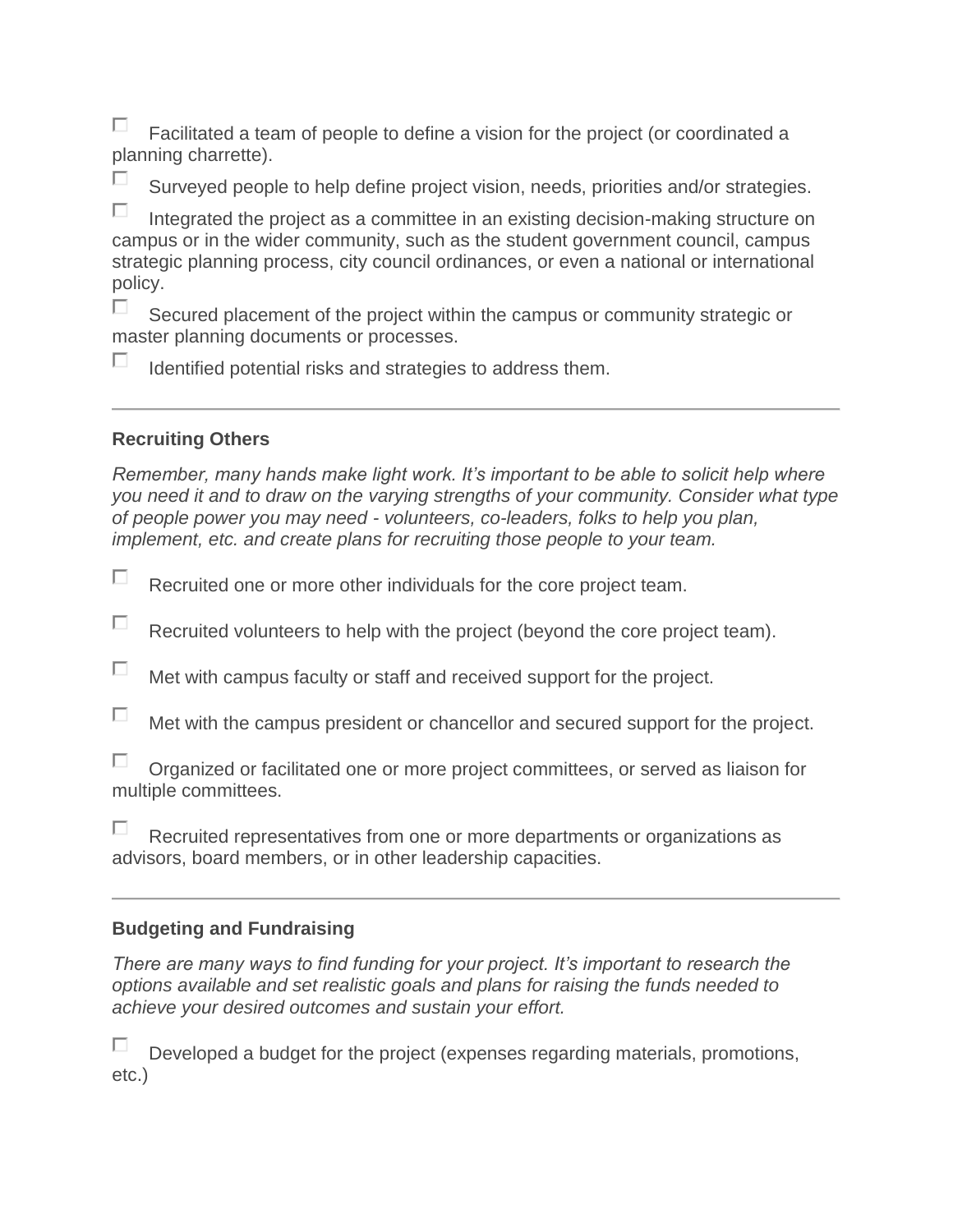- [ ] Facilitated a team of people to define a vision for the project (or coordinated a planning charrette).
- [ ] Surveyed people to help define project vision, needs, priorities and/or strategies.
- [ ] Integrated the project as a committee in an existing decision-making structure on campus or in the wider community, such as the student government council, campus strategic planning process, city council ordinances, or even a national or international policy.
- [ ] Secured placement of the project within the campus or community strategic or master planning documents or processes.
- [ ] Identified potential risks and strategies to address them.

---

**Recruiting Others**

*Remember, many hands make light work. It's important to be able to solicit help where you need it and to draw on the varying strengths of your community. Consider what type of people power you may need - volunteers, co-leaders, folks to help you plan, implement, etc. and create plans for recruiting those people to your team.*

- [ ] Recruited one or more other individuals for the core project team.
- [ ] Recruited volunteers to help with the project (beyond the core project team).
- [ ] Met with campus faculty or staff and received support for the project.
- [ ] Met with the campus president or chancellor and secured support for the project.
- [ ] Organized or facilitated one or more project committees, or served as liaison for multiple committees.
- [ ] Recruited representatives from one or more departments or organizations as advisors, board members, or in other leadership capacities.

---

**Budgeting and Fundraising**

*There are many ways to find funding for your project. It's important to research the options available and set realistic goals and plans for raising the funds needed to achieve your desired outcomes and sustain your effort.*

- [ ] Developed a budget for the project (expenses regarding materials, promotions, etc.)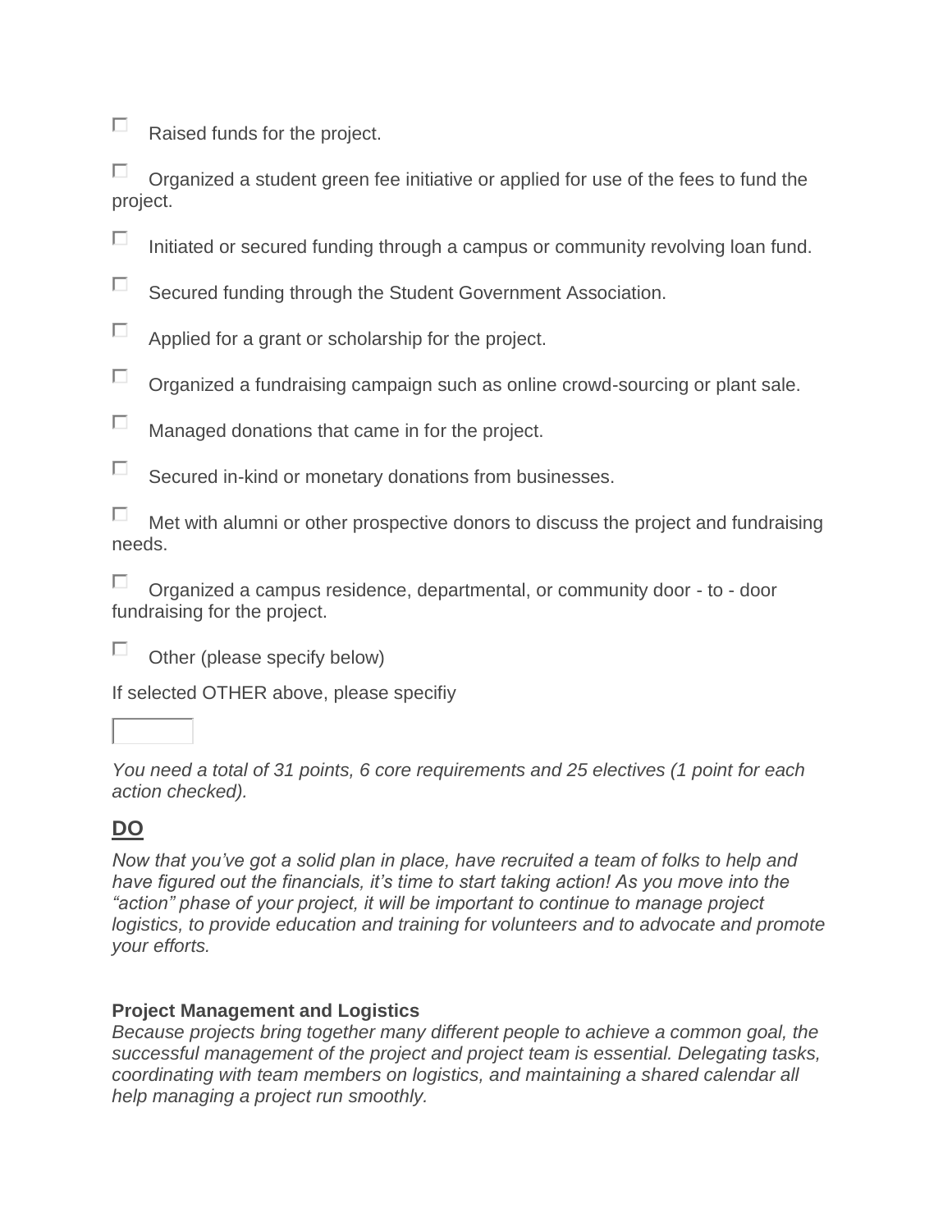- [ ] Raised funds for the project.
- [ ] Organized a student green fee initiative or applied for use of the fees to fund the project.
- [ ] Initiated or secured funding through a campus or community revolving loan fund.
- [ ] Secured funding through the Student Government Association.
- [ ] Applied for a grant or scholarship for the project.
- [ ] Organized a fundraising campaign such as online crowd-sourcing or plant sale.
- [ ] Managed donations that came in for the project.
- [ ] Secured in-kind or monetary donations from businesses.
- [ ] Met with alumni or other prospective donors to discuss the project and fundraising needs.
- [ ] Organized a campus residence, departmental, or community door - to - door fundraising for the project.
- [ ] Other (please specify below)

If selected OTHER above, please specifiy

*You need a total of 31 points, 6 core requirements and 25 electives (1 point for each action checked).*

## DO

*Now that you've got a solid plan in place, have recruited a team of folks to help and have figured out the financials, it's time to start taking action! As you move into the "action" phase of your project, it will be important to continue to manage project logistics, to provide education and training for volunteers and to advocate and promote your efforts.*

**Project Management and Logistics**

*Because projects bring together many different people to achieve a common goal, the successful management of the project and project team is essential. Delegating tasks, coordinating with team members on logistics, and maintaining a shared calendar all help managing a project run smoothly.*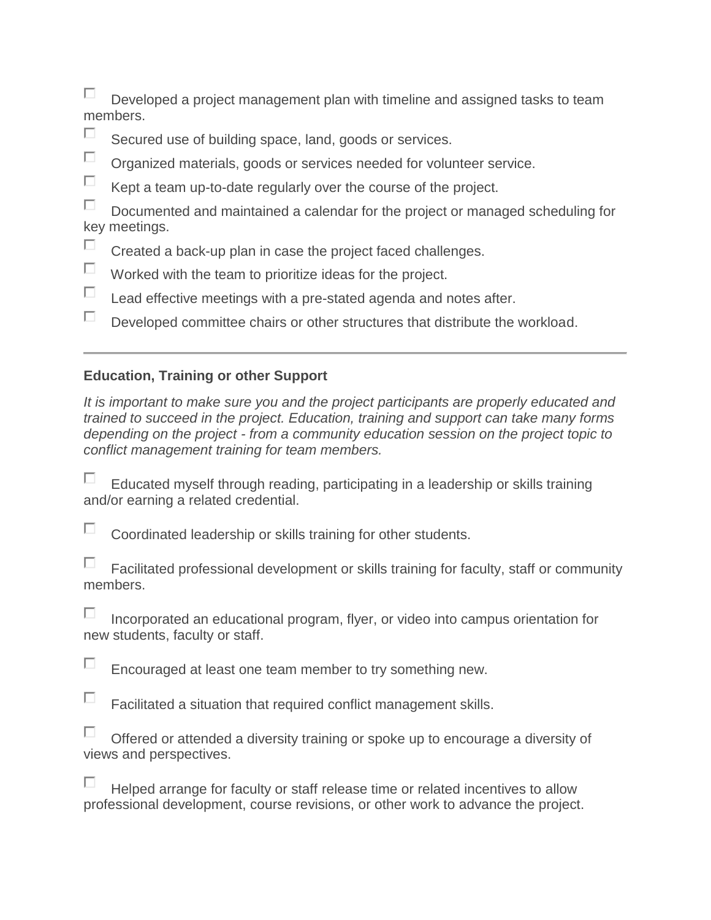- [ ] Developed a project management plan with timeline and assigned tasks to team members.
- [ ] Secured use of building space, land, goods or services.
- [ ] Organized materials, goods or services needed for volunteer service.
- [ ] Kept a team up-to-date regularly over the course of the project.
- [ ] Documented and maintained a calendar for the project or managed scheduling for key meetings.
- [ ] Created a back-up plan in case the project faced challenges.
- [ ] Worked with the team to prioritize ideas for the project.
- [ ] Lead effective meetings with a pre-stated agenda and notes after.
- [ ] Developed committee chairs or other structures that distribute the workload.

---

**Education, Training or other Support**

*It is important to make sure you and the project participants are properly educated and trained to succeed in the project. Education, training and support can take many forms depending on the project - from a community education session on the project topic to conflict management training for team members.*

- [ ] Educated myself through reading, participating in a leadership or skills training and/or earning a related credential.
- [ ] Coordinated leadership or skills training for other students.
- [ ] Facilitated professional development or skills training for faculty, staff or community members.
- [ ] Incorporated an educational program, flyer, or video into campus orientation for new students, faculty or staff.
- [ ] Encouraged at least one team member to try something new.
- [ ] Facilitated a situation that required conflict management skills.
- [ ] Offered or attended a diversity training or spoke up to encourage a diversity of views and perspectives.
- [ ] Helped arrange for faculty or staff release time or related incentives to allow professional development, course revisions, or other work to advance the project.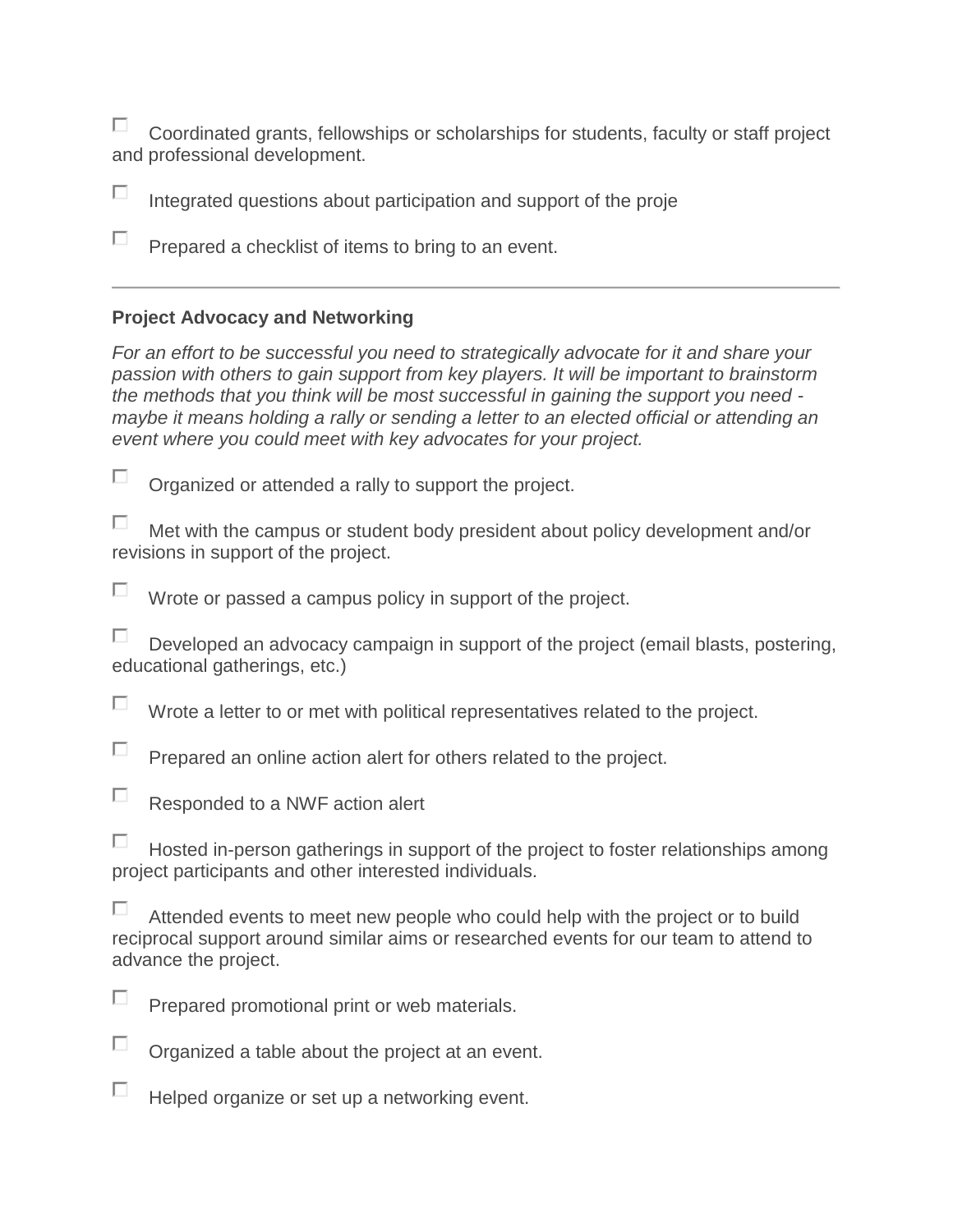- [ ] Coordinated grants, fellowships or scholarships for students, faculty or staff project and professional development.
- [ ] Integrated questions about participation and support of the proje
- [ ] Prepared a checklist of items to bring to an event.

---

**Project Advocacy and Networking**

*For an effort to be successful you need to strategically advocate for it and share your passion with others to gain support from key players. It will be important to brainstorm the methods that you think will be most successful in gaining the support you need - maybe it means holding a rally or sending a letter to an elected official or attending an event where you could meet with key advocates for your project.*

- [ ] Organized or attended a rally to support the project.
- [ ] Met with the campus or student body president about policy development and/or revisions in support of the project.
- [ ] Wrote or passed a campus policy in support of the project.
- [ ] Developed an advocacy campaign in support of the project (email blasts, postering, educational gatherings, etc.)
- [ ] Wrote a letter to or met with political representatives related to the project.
- [ ] Prepared an online action alert for others related to the project.
- [ ] Responded to a NWF action alert
- [ ] Hosted in-person gatherings in support of the project to foster relationships among project participants and other interested individuals.
- [ ] Attended events to meet new people who could help with the project or to build reciprocal support around similar aims or researched events for our team to attend to advance the project.
- [ ] Prepared promotional print or web materials.
- [ ] Organized a table about the project at an event.
- [ ] Helped organize or set up a networking event.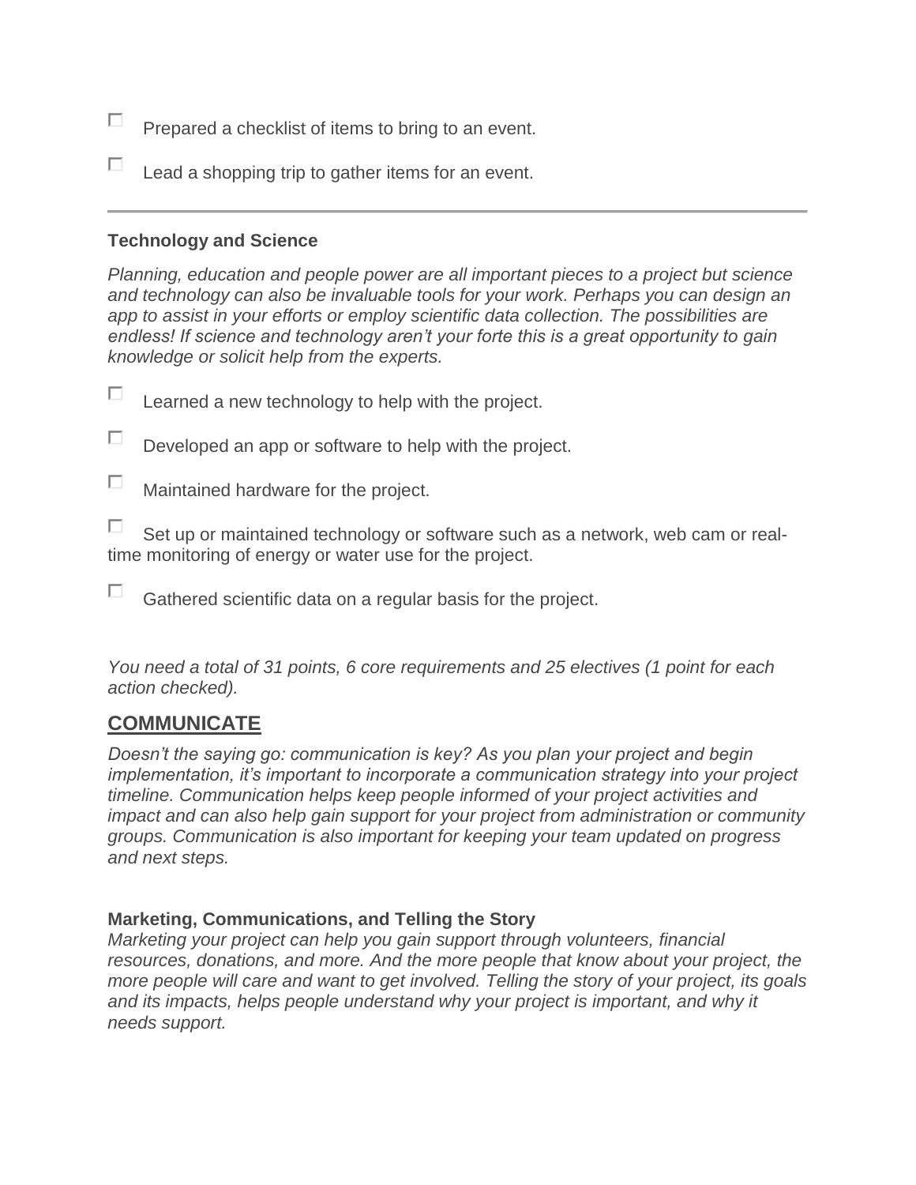- [ ] Prepared a checklist of items to bring to an event.
- [ ] Lead a shopping trip to gather items for an event.

---

**Technology and Science**

*Planning, education and people power are all important pieces to a project but science and technology can also be invaluable tools for your work. Perhaps you can design an app to assist in your efforts or employ scientific data collection. The possibilities are endless! If science and technology aren't your forte this is a great opportunity to gain knowledge or solicit help from the experts.*

- [ ] Learned a new technology to help with the project.
- [ ] Developed an app or software to help with the project.
- [ ] Maintained hardware for the project.
- [ ] Set up or maintained technology or software such as a network, web cam or real-time monitoring of energy or water use for the project.
- [ ] Gathered scientific data on a regular basis for the project.

*You need a total of 31 points, 6 core requirements and 25 electives (1 point for each action checked).*

## COMMUNICATE

*Doesn't the saying go: communication is key? As you plan your project and begin implementation, it's important to incorporate a communication strategy into your project timeline. Communication helps keep people informed of your project activities and impact and can also help gain support for your project from administration or community groups. Communication is also important for keeping your team updated on progress and next steps.*

**Marketing, Communications, and Telling the Story**

*Marketing your project can help you gain support through volunteers, financial resources, donations, and more. And the more people that know about your project, the more people will care and want to get involved. Telling the story of your project, its goals and its impacts, helps people understand why your project is important, and why it needs support.*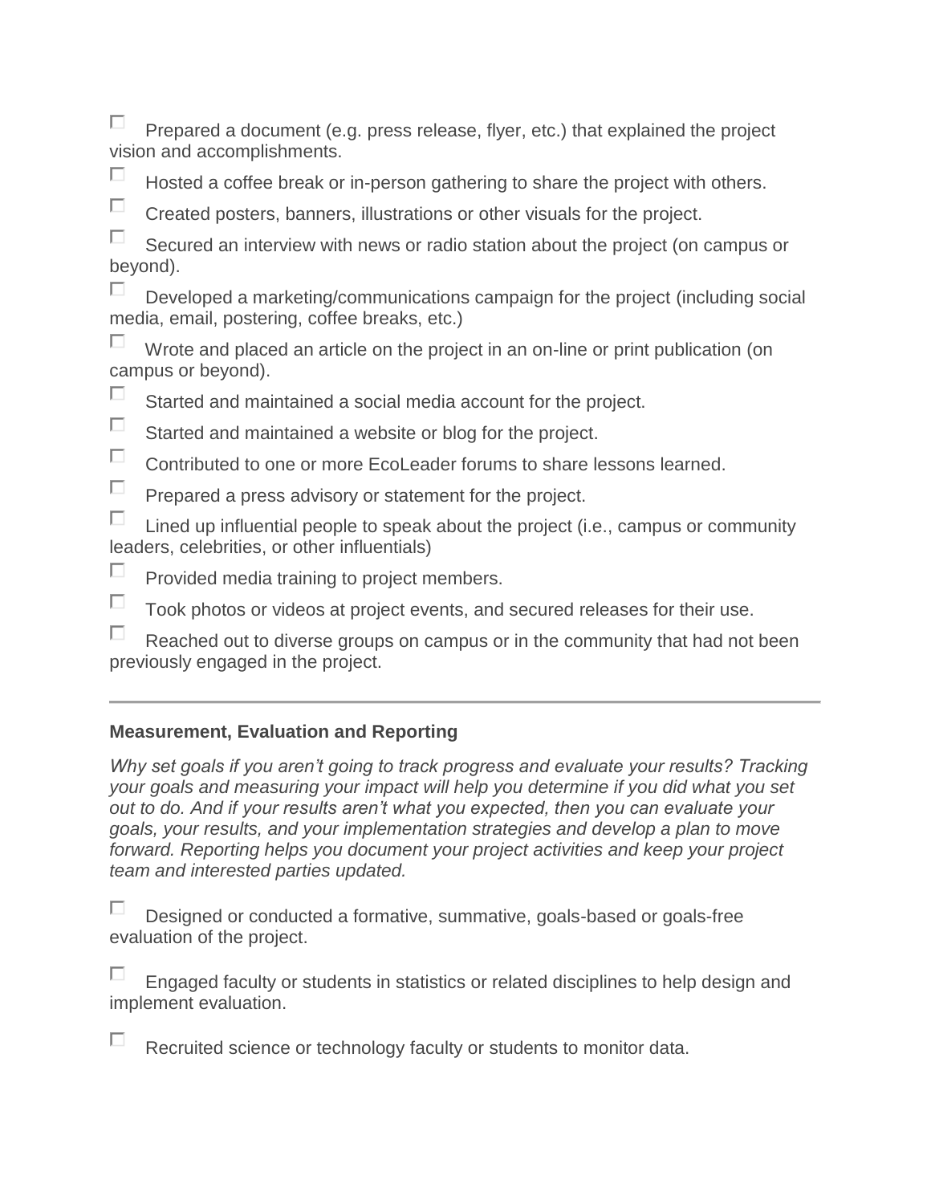- [ ] Prepared a document (e.g. press release, flyer, etc.) that explained the project vision and accomplishments.
- [ ] Hosted a coffee break or in-person gathering to share the project with others.
- [ ] Created posters, banners, illustrations or other visuals for the project.
- [ ] Secured an interview with news or radio station about the project (on campus or beyond).
- [ ] Developed a marketing/communications campaign for the project (including social media, email, postering, coffee breaks, etc.)
- [ ] Wrote and placed an article on the project in an on-line or print publication (on campus or beyond).
- [ ] Started and maintained a social media account for the project.
- [ ] Started and maintained a website or blog for the project.
- [ ] Contributed to one or more EcoLeader forums to share lessons learned.
- [ ] Prepared a press advisory or statement for the project.
- [ ] Lined up influential people to speak about the project (i.e., campus or community leaders, celebrities, or other influentials)
- [ ] Provided media training to project members.
- [ ] Took photos or videos at project events, and secured releases for their use.
- [ ] Reached out to diverse groups on campus or in the community that had not been previously engaged in the project.

---

**Measurement, Evaluation and Reporting**

*Why set goals if you aren't going to track progress and evaluate your results? Tracking your goals and measuring your impact will help you determine if you did what you set out to do. And if your results aren't what you expected, then you can evaluate your goals, your results, and your implementation strategies and develop a plan to move forward. Reporting helps you document your project activities and keep your project team and interested parties updated.*

- [ ] Designed or conducted a formative, summative, goals-based or goals-free evaluation of the project.
- [ ] Engaged faculty or students in statistics or related disciplines to help design and implement evaluation.
- [ ] Recruited science or technology faculty or students to monitor data.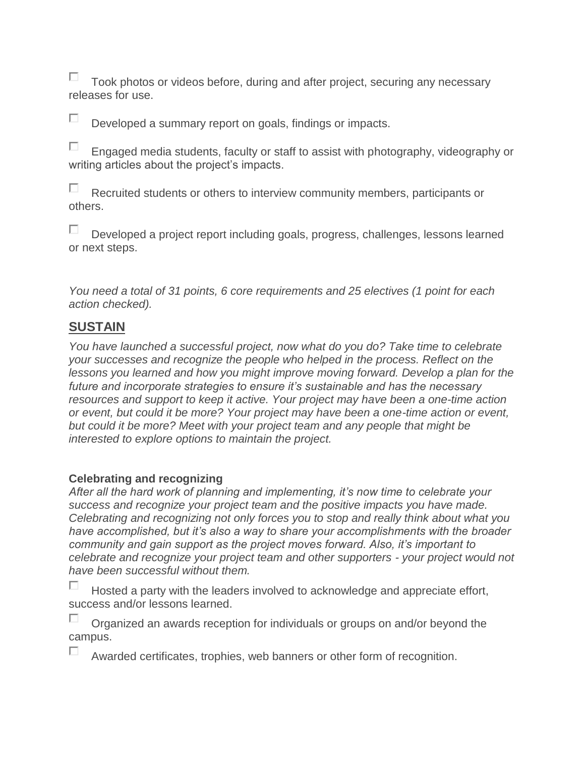- [ ] Took photos or videos before, during and after project, securing any necessary releases for use.

- [ ] Developed a summary report on goals, findings or impacts.

- [ ] Engaged media students, faculty or staff to assist with photography, videography or writing articles about the project's impacts.

- [ ] Recruited students or others to interview community members, participants or others.

- [ ] Developed a project report including goals, progress, challenges, lessons learned or next steps.

*You need a total of 31 points, 6 core requirements and 25 electives (1 point for each action checked).*

## SUSTAIN

*You have launched a successful project, now what do you do? Take time to celebrate your successes and recognize the people who helped in the process. Reflect on the lessons you learned and how you might improve moving forward. Develop a plan for the future and incorporate strategies to ensure it's sustainable and has the necessary resources and support to keep it active. Your project may have been a one-time action or event, but could it be more? Your project may have been a one-time action or event, but could it be more? Meet with your project team and any people that might be interested to explore options to maintain the project.*

**Celebrating and recognizing**

*After all the hard work of planning and implementing, it's now time to celebrate your success and recognize your project team and the positive impacts you have made. Celebrating and recognizing not only forces you to stop and really think about what you have accomplished, but it's also a way to share your accomplishments with the broader community and gain support as the project moves forward. Also, it's important to celebrate and recognize your project team and other supporters - your project would not have been successful without them.*

- [ ] Hosted a party with the leaders involved to acknowledge and appreciate effort, success and/or lessons learned.

- [ ] Organized an awards reception for individuals or groups on and/or beyond the campus.

- [ ] Awarded certificates, trophies, web banners or other form of recognition.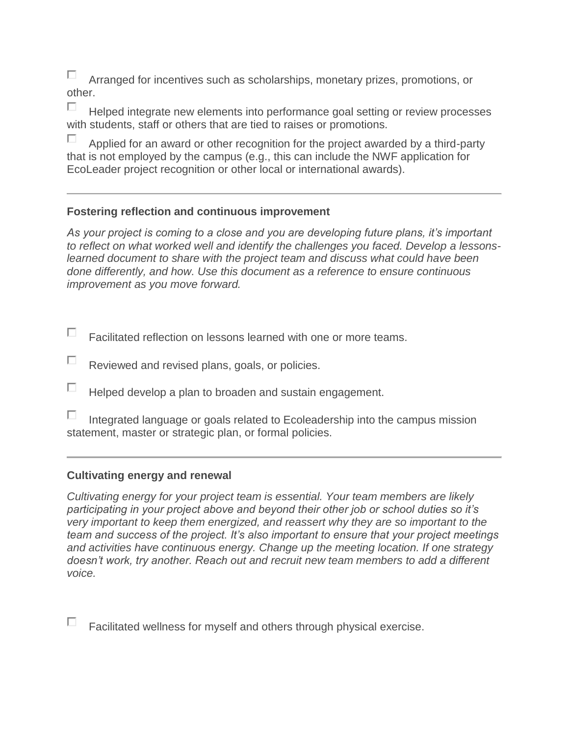- [ ] Arranged for incentives such as scholarships, monetary prizes, promotions, or other.
- [ ] Helped integrate new elements into performance goal setting or review processes with students, staff or others that are tied to raises or promotions.
- [ ] Applied for an award or other recognition for the project awarded by a third-party that is not employed by the campus (e.g., this can include the NWF application for EcoLeader project recognition or other local or international awards).

---

**Fostering reflection and continuous improvement**

*As your project is coming to a close and you are developing future plans, it's important to reflect on what worked well and identify the challenges you faced. Develop a lessons-learned document to share with the project team and discuss what could have been done differently, and how. Use this document as a reference to ensure continuous improvement as you move forward.*

- [ ] Facilitated reflection on lessons learned with one or more teams.
- [ ] Reviewed and revised plans, goals, or policies.
- [ ] Helped develop a plan to broaden and sustain engagement.
- [ ] Integrated language or goals related to Ecoleadership into the campus mission statement, master or strategic plan, or formal policies.

---

**Cultivating energy and renewal**

*Cultivating energy for your project team is essential. Your team members are likely participating in your project above and beyond their other job or school duties so it's very important to keep them energized, and reassert why they are so important to the team and success of the project. It's also important to ensure that your project meetings and activities have continuous energy. Change up the meeting location. If one strategy doesn't work, try another. Reach out and recruit new team members to add a different voice.*

- [ ] Facilitated wellness for myself and others through physical exercise.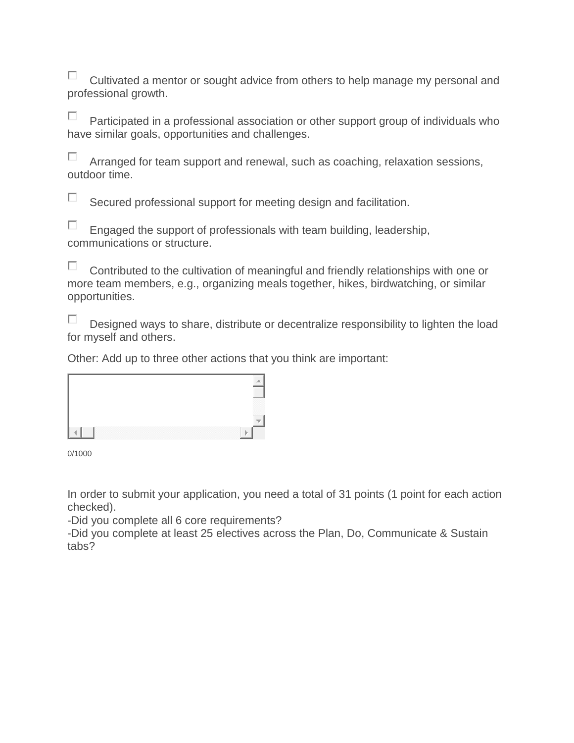- [ ] Cultivated a mentor or sought advice from others to help manage my personal and professional growth.

- [ ] Participated in a professional association or other support group of individuals who have similar goals, opportunities and challenges.

- [ ] Arranged for team support and renewal, such as coaching, relaxation sessions, outdoor time.

- [ ] Secured professional support for meeting design and facilitation.

- [ ] Engaged the support of professionals with team building, leadership, communications or structure.

- [ ] Contributed to the cultivation of meaningful and friendly relationships with one or more team members, e.g., organizing meals together, hikes, birdwatching, or similar opportunities.

- [ ] Designed ways to share, distribute or decentralize responsibility to lighten the load for myself and others.

Other: Add up to three other actions that you think are important:

0/1000

In order to submit your application, you need a total of 31 points (1 point for each action checked).
-Did you complete all 6 core requirements?
-Did you complete at least 25 electives across the Plan, Do, Communicate & Sustain tabs?